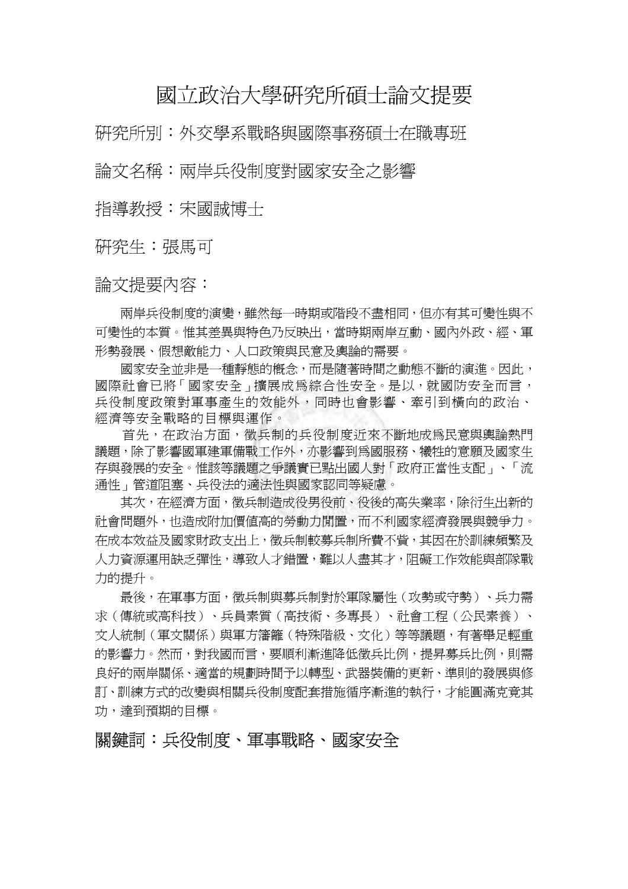# 國立政治大學研究所碩士論文提要

研究所別：外交學系戰略與國際事務碩士在職專班

論文名稱：兩岸兵役制度對國家安全之影響

指導教授：宋國誠博士

研究生：張馬可

論文提要內容：

兩岸兵役制度的演變，雖然每一時期或階段不盡相同，但亦有其可變性與不可變性的本質。惟其差異與特色乃反映出，當時期兩岸互動、國內外政、經、軍形勢發展、假想敵能力、人口政策與民意及輿論的需要。

國家安全並非是一種靜態的概念，而是隨著時間之動態不斷的演進。因此，國際社會已將「國家安全」擴展成為綜合性安全。是以，就國防安全而言，兵役制度政策對軍事產生的效能外，同時也會影響、牽引到橫向的政治、經濟等安全戰略的目標與運作。

首先，在政治方面，徵兵制的兵役制度近來不斷地成為民意與輿論熱門議題，除了影響國軍建軍備戰工作外，亦影響到為國服務、犧牲的意願及國家生存與發展的安全。惟該等議題之爭議實已點出國人對「政府正當性支配」、「流通性」管道阻塞、兵役法的適法性與國家認同等疑慮。

其次，在經濟方面，徵兵制造成役男役前、役後的高失業率，除衍生出新的社會問題外，也造成附加價值高的勞動力閒置，而不利國家經濟發展與競爭力。在成本效益及國家財政支出上，徵兵制較募兵制所費不貲，其因在於訓練頻繁及人力資源運用缺乏彈性，導致人才錯置，難以人盡其才，阻礙工作效能與部隊戰力的提升。

最後，在軍事方面，徵兵制與募兵制對於軍隊屬性（攻勢或守勢）、兵力需求（傳統或高科技）、兵員素質（高技術、多專長）、社會工程（公民素養）、文人統制（軍文關係）與軍方籓籬（特殊階級、文化）等等議題，有著舉足輕重的影響力。然而，對我國而言，要順利漸進降低徵兵比例，提昇募兵比例，則需良好的兩岸關係、適當的規劃時間予以轉型、武器裝備的更新、準則的發展與修訂、訓練方式的改變與相關兵役制度配套措施循序漸進的執行，才能圓滿克竟其功，達到預期的目標。

關鍵詞：兵役制度、軍事戰略、國家安全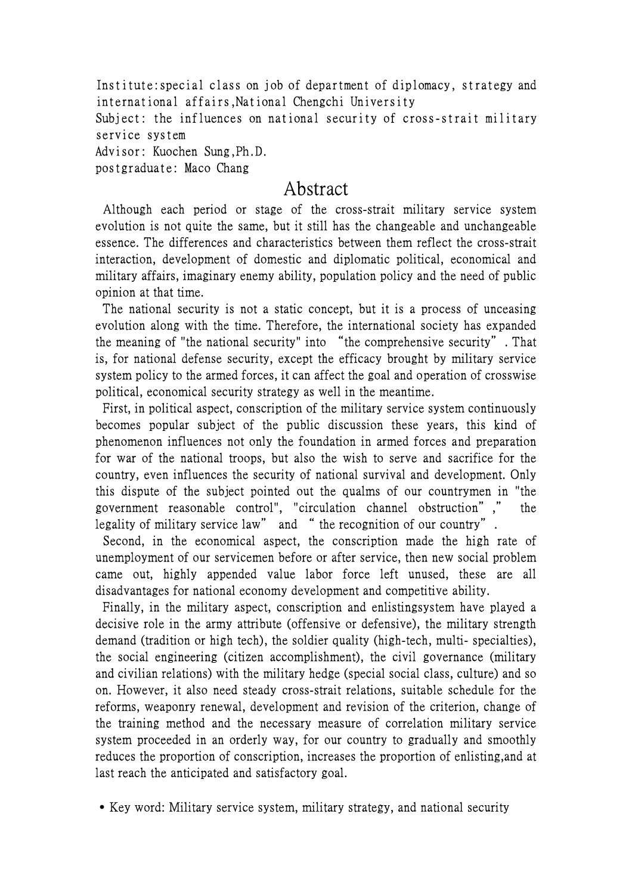Institute:special class on job of department of diplomacy, strategy and international affairs,National Chengchi University
Subject: the influences on national security of cross-strait military service system
Advisor: Kuochen Sung,Ph.D.
postgraduate: Maco Chang

# Abstract

Although each period or stage of the cross-strait military service system evolution is not quite the same, but it still has the changeable and unchangeable essence. The differences and characteristics between them reflect the cross-strait interaction, development of domestic and diplomatic political, economical and military affairs, imaginary enemy ability, population policy and the need of public opinion at that time.

The national security is not a static concept, but it is a process of unceasing evolution along with the time. Therefore, the international society has expanded the meaning of "the national security" into "the comprehensive security". That is, for national defense security, except the efficacy brought by military service system policy to the armed forces, it can affect the goal and operation of crosswise political, economical security strategy as well in the meantime.

First, in political aspect, conscription of the military service system continuously becomes popular subject of the public discussion these years, this kind of phenomenon influences not only the foundation in armed forces and preparation for war of the national troops, but also the wish to serve and sacrifice for the country, even influences the security of national survival and development. Only this dispute of the subject pointed out the qualms of our countrymen in "the government reasonable control", "circulation channel obstruction"," the legality of military service law" and " the recognition of our country".

Second, in the economical aspect, the conscription made the high rate of unemployment of our servicemen before or after service, then new social problem came out, highly appended value labor force left unused, these are all disadvantages for national economy development and competitive ability.

Finally, in the military aspect, conscription and enlistingsystem have played a decisive role in the army attribute (offensive or defensive), the military strength demand (tradition or high tech), the soldier quality (high-tech, multi- specialties), the social engineering (citizen accomplishment), the civil governance (military and civilian relations) with the military hedge (special social class, culture) and so on. However, it also need steady cross-strait relations, suitable schedule for the reforms, weaponry renewal, development and revision of the criterion, change of the training method and the necessary measure of correlation military service system proceeded in an orderly way, for our country to gradually and smoothly reduces the proportion of conscription, increases the proportion of enlisting,and at last reach the anticipated and satisfactory goal.

- Key word: Military service system, military strategy, and national security